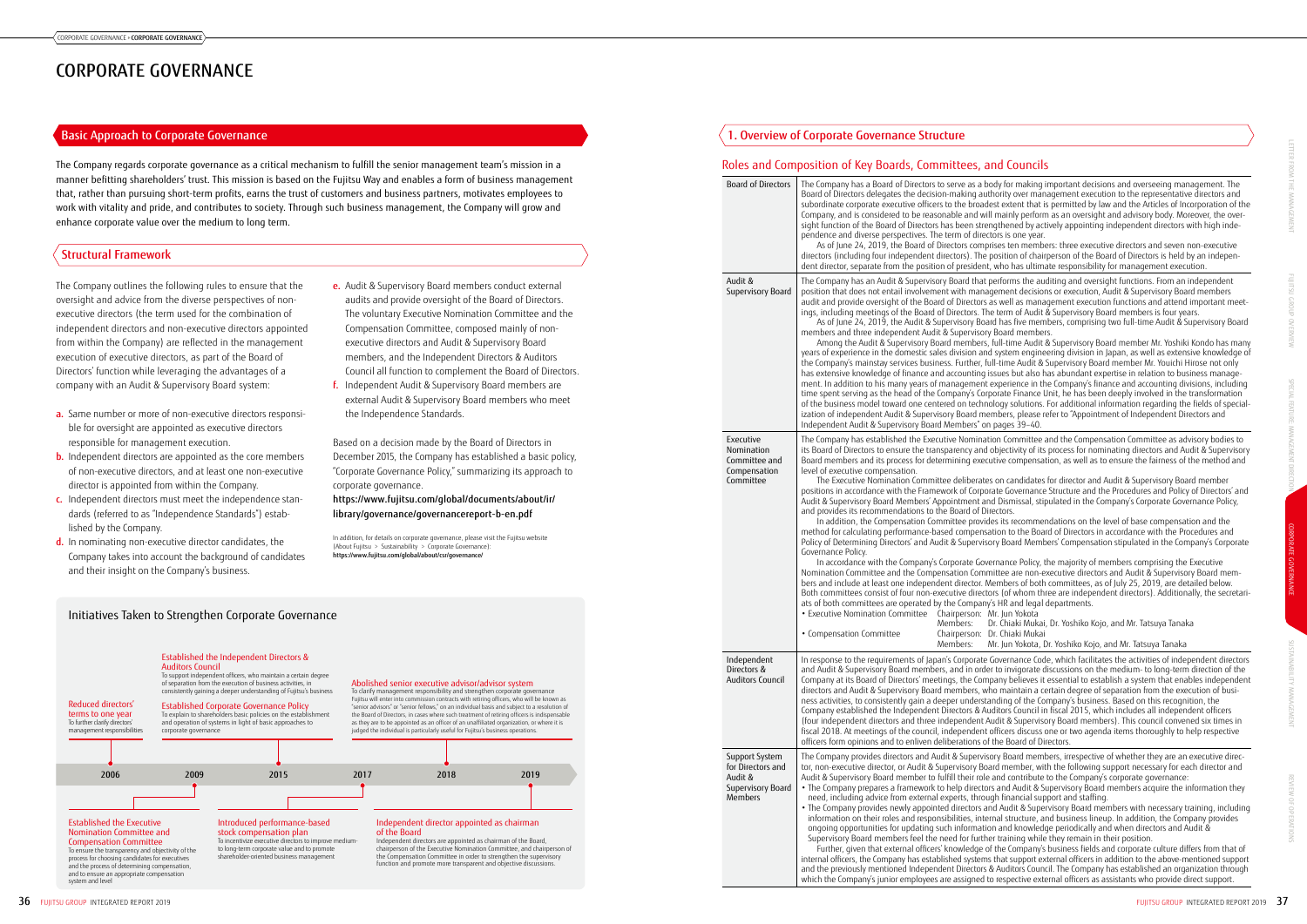# CORPORATE GOVERNANCE

## Basic Approach to Corporate Governance

The Company regards corporate governance as a critical mechanism to fulfill the senior management team's mission in a manner befitting shareholders' trust. This mission is based on the Fujitsu Way and enables a form of business management that, rather than pursuing short-term profits, earns the trust of customers and business partners, motivates employees to work with vitality and pride, and contributes to society. Through such business management, the Company will grow and enhance corporate value over the medium to long term.

## Structural Framework

The Company outlines the following rules to ensure that the oversight and advice from the diverse perspectives of non-executive directors (the term used for the combination of independent directors and non-executive directors appointed from within the Company) are reflected in the management execution of executive directors, as part of the Board of Directors' function while leveraging the advantages of a company with an Audit & Supervisory Board system:

- **a.** Same number or more of non-executive directors responsible for oversight are appointed as executive directors responsible for management execution.
- **b.** Independent directors are appointed as the core members of non-executive directors, and at least one non-executive director is appointed from within the Company.
- **c.** Independent directors must meet the independence standards (referred to as "Independence Standards") established by the Company.
- **d.** In nominating non-executive director candidates, the Company takes into account the background of candidates and their insight on the Company's business.
- **e.** Audit & Supervisory Board members conduct external audits and provide oversight of the Board of Directors. The voluntary Executive Nomination Committee and the Compensation Committee, composed mainly of non-executive directors and Audit & Supervisory Board members, and the Independent Directors & Auditors Council all function to complement the Board of Directors.
- **f.** Independent Audit & Supervisory Board members are external Audit & Supervisory Board members who meet the Independence Standards.

Based on a decision made by the Board of Directors in December 2015, the Company has established a basic policy, "Corporate Governance Policy," summarizing its approach to corporate governance.

**https://www.fujitsu.com/global/documents/about/ir/library/governance/governancereport-b-en.pdf**

In addition, for details on corporate governance, please visit the Fujitsu website (About Fujitsu > Sustainability > Corporate Governance):
**https://www.fujitsu.com/global/about/csr/governance/**

## Initiatives Taken to Strengthen Corporate Governance

**2006**
- **Reduced directors' terms to one year** — To further clarify directors' management responsibilities
- **Established the Executive Nomination Committee and Compensation Committee** — To ensure the transparency and objectivity of the process for choosing candidates for executives and the process of determining compensation, and to ensure an appropriate compensation system and level

**2009**
- **Established the Independent Directors & Auditors Council** — To support independent officers, who maintain a certain degree of separation from the execution of business activities, in consistently gaining a deeper understanding of Fujitsu's business
- **Established Corporate Governance Policy** — To explain to shareholders basic policies on the establishment and operation of systems in light of basic approaches to corporate governance

**2015**
- **Introduced performance-based stock compensation plan** — To incentivize executive directors to improve medium- to long-term corporate value and to promote shareholder-oriented business management

**2017**
- **Abolished senior executive advisor/advisor system** — To clarify management responsibility and strengthen corporate governance. Fujitsu will enter into commission contracts with retiring officers, who will be known as "senior advisors" or "senior fellows," on an individual basis and subject to a resolution of the Board of Directors, in cases where such treatment of retiring officers is indispensable as they are to be appointed as an officer of an unaffiliated organization, or where it is judged the individual is particularly useful for Fujitsu's business operations.

**2019**
- **Independent director appointed as chairman of the Board** — Independent directors are appointed as chairman of the Board, chairperson of the Executive Nomination Committee, and chairperson of the Compensation Committee in order to strengthen the supervisory function and promote more transparent and objective discussions.

## 1. Overview of Corporate Governance Structure

### Roles and Composition of Key Boards, Committees, and Councils

| Body | Description |
|---|---|
| Board of Directors | The Company has a Board of Directors to serve as a body for making important decisions and overseeing management. The Board of Directors delegates the decision-making authority over management execution to the representative directors and subordinate corporate executive officers to the broadest extent that is permitted by law and the Articles of Incorporation of the Company, and is considered to be reasonable and will mainly perform as an oversight and advisory body. Moreover, the oversight function of the Board of Directors has been strengthened by actively appointing independent directors with high independence and diverse perspectives. The term of directors is one year.<br>As of June 24, 2019, the Board of Directors comprises ten members: three executive directors and seven non-executive directors (including four independent directors). The position of chairperson of the Board of Directors is held by an independent director, separate from the position of president, who has ultimate responsibility for management execution. |
| Audit & Supervisory Board | The Company has an Audit & Supervisory Board that performs the auditing and oversight functions. From an independent position that does not entail involvement with management decisions or execution, Audit & Supervisory Board members audit and provide oversight of the Board of Directors as well as management execution functions and attend important meetings, including meetings of the Board of Directors. The term of Audit & Supervisory Board members is four years.<br>As of June 24, 2019, the Audit & Supervisory Board has five members, comprising two full-time Audit & Supervisory Board members and three independent Audit & Supervisory Board members.<br>Among the Audit & Supervisory Board members, full-time Audit & Supervisory Board member Mr. Yoshiki Kondo has many years of experience in the domestic sales division and system engineering division in Japan, as well as extensive knowledge of the Company's mainstay services business. Further, full-time Audit & Supervisory Board member Mr. Youichi Hirose not only has extensive knowledge of finance and accounting issues but also has abundant expertise in relation to business management. In addition to his many years of management experience in the Company's finance and accounting divisions, including time spent serving as the head of the Company's Corporate Finance Unit, he has been deeply involved in the transformation of the business model toward one centered on technology solutions. For additional information regarding the fields of specialization of independent Audit & Supervisory Board members, please refer to "Appointment of Independent Directors and Independent Audit & Supervisory Board Members" on pages 39–40. |
| Executive Nomination Committee and Compensation Committee | The Company has established the Executive Nomination Committee and the Compensation Committee as advisory bodies to its Board of Directors to ensure the transparency and objectivity of its process for nominating directors and Audit & Supervisory Board members and its process for determining executive compensation, as well as to ensure the fairness of the method and level of executive compensation.<br>The Executive Nomination Committee deliberates on candidates for director and Audit & Supervisory Board member positions in accordance with the Framework of Corporate Governance Structure and the Procedures and Policy of Directors' and Audit & Supervisory Board Members' Appointment and Dismissal, stipulated in the Company's Corporate Governance Policy, and provides its recommendations to the Board of Directors.<br>In addition, the Compensation Committee provides its recommendations on the level of base compensation and the method for calculating performance-based compensation to the Board of Directors in accordance with the Procedures and Policy of Determining Directors' and Audit & Supervisory Board Members' Compensation stipulated in the Company's Corporate Governance Policy.<br>In accordance with the Company's Corporate Governance Policy, the majority of members comprising the Executive Nomination Committee and the Compensation Committee are non-executive directors and Audit & Supervisory Board members and include at least one independent director. Members of both committees, as of July 25, 2019, are detailed below. Both committees consist of four non-executive directors (of whom three are independent directors). Additionally, the secretariats of both committees are operated by the Company's HR and legal departments.<br>• Executive Nomination Committee — Chairperson: Mr. Jun Yokota; Members: Dr. Chiaki Mukai, Dr. Yoshiko Kojo, and Mr. Tatsuya Tanaka<br>• Compensation Committee — Chairperson: Dr. Chiaki Mukai; Members: Mr. Jun Yokota, Dr. Yoshiko Kojo, and Mr. Tatsuya Tanaka |
| Independent Directors & Auditors Council | In response to the requirements of Japan's Corporate Governance Code, which facilitates the activities of independent directors and Audit & Supervisory Board members, and in order to invigorate discussions on the medium- to long-term direction of the Company at its Board of Directors' meetings, the Company believes it essential to establish a system that enables independent directors and Audit & Supervisory Board members, who maintain a certain degree of separation from the execution of business activities, to consistently gain a deeper understanding of the Company's business. Based on this recognition, the Company established the Independent Directors & Auditors Council in fiscal 2015, which includes all independent officers (four independent directors and three independent Audit & Supervisory Board members). This council convened six times in fiscal 2018. At meetings of the council, independent officers discuss one or two agenda items thoroughly to help respective officers form opinions and to enliven deliberations of the Board of Directors. |
| Support System for Directors and Audit & Supervisory Board Members | The Company provides directors and Audit & Supervisory Board members, irrespective of whether they are an executive director, non-executive director, or Audit & Supervisory Board member, with the following support necessary for each director and Audit & Supervisory Board member to fulfill their role and contribute to the Company's corporate governance:<br>• The Company prepares a framework to help directors and Audit & Supervisory Board members acquire the information they need, including advice from external experts, through financial support and staffing.<br>• The Company provides newly appointed directors and Audit & Supervisory Board members with necessary training, including information on their roles and responsibilities, internal structure, and business lineup. In addition, the Company provides ongoing opportunities for updating such information and knowledge periodically and when directors and Audit & Supervisory Board members feel the need for further training while they remain in their position.<br>Further, given that external officers' knowledge of the Company's business fields and corporate culture differs from that of internal officers, the Company has established systems that support external officers in addition to the above-mentioned support and the previously mentioned Independent Directors & Auditors Council. The Company has established an organization through which the Company's junior employees are assigned to respective external officers as assistants who provide direct support. |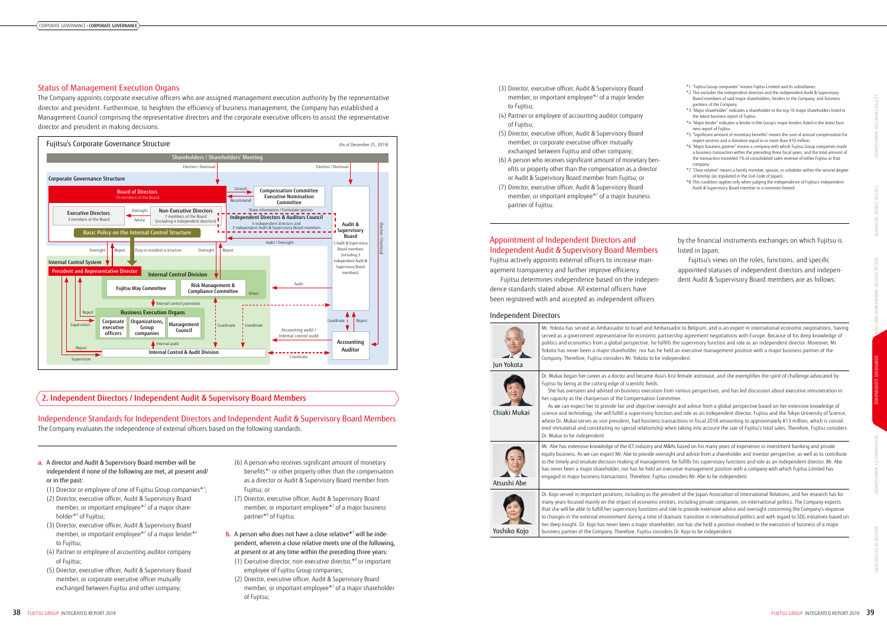## Status of Management Execution Organs

The Company appoints corporate executive officers who are assigned management execution authority by the representative director and president. Furthermore, to heighten the efficiency of business management, the Company has established a Management Council comprising the representative directors and the corporate executive officers to assist the representative director and president in making decisions.

**Fujitsu's Corporate Governance Structure** (As of December 25, 2019)

Shareholders / Shareholders' Meeting

Election / Dismissal — Election / Dismissal

Corporate Governance Structure

- Board of Directors (10 members of the Board)
  - Executive Directors (3 members of the Board)
  - Non-Executive Directors (7 members of the Board (including 4 independent directors))
  - Oversight / Advice
- Compensation Committee / Executive Nomination Committee (Consult / Recommend)
- Independent Directors & Auditors Council (4 independent directors and 3 independent Audit & Supervisory Board members) — Share information / Formulate opinion
- Audit & Supervisory Board (5 Audit & Supervisory Board members (including 3 independent Audit & Supervisory Board members)) — Audit / Oversight; Election / Dismissal
- Basic Policy on the Internal Control Structure

Oversight / Report / Duty to establish a structure / Oversight / Report

Internal Control System

- President and Representative Director
- Internal Control Division
  - Fujitsu Way Committee
  - Risk Management & Compliance Committee
  - Others
- Internal control promotion
- Business Execution Organs
  - Corporate executive officers
  - Organizations, Group companies
  - Management Council
- Internal audit
- Internal Control & Audit Division
- Report / Supervision / Coordinate / Audit
- Accounting Auditor — Accounting audit / Internal control audit; Coordinate; Report

## 2. Independent Directors / Independent Audit & Supervisory Board Members

### Independence Standards for Independent Directors and Independent Audit & Supervisory Board Members

The Company evaluates the independence of external officers based on the following standards.

**a.** A director and Audit & Supervisory Board member will be independent if none of the following are met, at present and/or in the past:

(1) Director or employee of one of Fujitsu Group companies*1;

(2) Director, executive officer, Audit & Supervisory Board member, or important employee*2 of a major shareholder*3 of Fujitsu;

(3) Director, executive officer, Audit & Supervisory Board member, or important employee*2 of a major lender*4 to Fujitsu;

(4) Partner or employee of accounting auditor company of Fujitsu;

(5) Director, executive officer, Audit & Supervisory Board member, or corporate executive officer mutually exchanged between Fujitsu and other company;

(6) A person who receives significant amount of monetary benefits*5 or other property other than the compensation as a director or Audit & Supervisory Board member from Fujitsu; or

(7) Director, executive officer, Audit & Supervisory Board member, or important employee*2 of a major business partner*6 of Fujitsu.

**b.** A person who does not have a close relative*7 will be independent, wherein a close relative meets one of the following, at present or at any time within the preceding three years:

(1) Executive director, non-executive director,*8 or important employee of Fujitsu Group companies;

(2) Director, executive officer, Audit & Supervisory Board member, or important employee*2 of a major shareholder of Fujitsu;

(3) Director, executive officer, Audit & Supervisory Board member, or important employee*2 of a major lender to Fujitsu;

(4) Partner or employee of accounting auditor company of Fujitsu;

(5) Director, executive officer, Audit & Supervisory Board member, or corporate executive officer mutually exchanged between Fujitsu and other company;

(6) A person who receives significant amount of monetary benefits or property other than the compensation as a director or Audit & Supervisory Board member from Fujitsu; or

(7) Director, executive officer, Audit & Supervisory Board member, or important employee*2 of a major business partner of Fujitsu.

*1 "Fujitsu Group companies" means Fujitsu Limited and its subsidiaries.

*2 This excludes the independent directors and the independent Audit & Supervisory Board members of said major shareholders, lenders to the Company, and business partners of the Company.

*3 "Major shareholder" indicates a shareholder in the top 10 major shareholders listed in the latest business report of Fujitsu.

*4 "Major lender" indicates a lender in the Group's major lenders listed in the latest business report of Fujitsu.

*5 "Significant amount of monetary benefits" means the sum of annual compensation for expert services and a donation equal to or more than ¥10 million.

*6 "Major business partner" means a company with which Fujitsu Group companies made a business transaction within the preceding three fiscal years, and the total amount of the transaction exceeded 1% of consolidated sales revenue of either Fujitsu or that company.

*7 "Close relative" means a family member, spouse, or cohabiter within the second degree of kinship (as stipulated in the Civil Code of Japan).

*8 This condition applies only when judging the independence of Fujitsu's independent Audit & Supervisory Board member or a nominee thereof.

### Appointment of Independent Directors and Independent Audit & Supervisory Board Members

Fujitsu actively appoints external officers to increase management transparency and further improve efficiency.

Fujitsu determines independence based on the independence standards stated above. All external officers have been registered with and accepted as independent officers by the financial instruments exchanges on which Fujitsu is listed in Japan.

Fujitsu's views on the roles, functions, and specific appointed statuses of independent directors and independent Audit & Supervisory Board members are as follows:

### Independent Directors

| Name | Profile |
|---|---|
| Jun Yokota | Mr. Yokota has served as Ambassador to Israel and Ambassador to Belgium, and is an expert in international economic negotiations, having served as a government representative for economic partnership agreement negotiations with Europe. Because of his deep knowledge of politics and economics from a global perspective, he fulfills the supervisory function and role as an independent director. Moreover, Mr. Yokota has never been a major shareholder, nor has he held an executive management position with a major business partner of the Company. Therefore, Fujitsu considers Mr. Yokota to be independent. |
| Chiaki Mukai | Dr. Mukai began her career as a doctor and became Asia's first female astronaut, and she exemplifies the spirit of challenge advocated by Fujitsu by being at the cutting edge of scientific fields. She has overseen and advised on business execution from various perspectives, and has led discussion about executive remuneration in her capacity as the chairperson of the Compensation Committee. As we can expect her to provide fair and objective oversight and advice from a global perspective based on her extensive knowledge of science and technology, she will fulfill a supervisory function and role as an independent director. Fujitsu and the Tokyo University of Science, where Dr. Mukai serves as vice president, had business transactions in fiscal 2018 amounting to approximately ¥13 million, which is considered immaterial and constituting no special relationship when taking into account the size of Fujitsu's total sales. Therefore, Fujitsu considers Dr. Mukai to be independent. |
| Atsushi Abe | Mr. Abe has extensive knowledge of the ICT industry and M&As based on his many years of experience in investment banking and private equity business. As we can expect Mr. Abe to provide oversight and advice from a shareholder and investor perspective, as well as to contribute to the timely and resolute decision making of management, he fulfills his supervisory functions and role as an independent director. Mr. Abe has never been a major shareholder, nor has he held an executive management position with a company with which Fujitsu Limited has engaged in major business transactions. Therefore, Fujitsu considers Mr. Abe to be independent. |
| Yoshiko Kojo | Dr. Kojo served in important positions, including as the president of the Japan Association of International Relations, and her research has for many years focused mainly on the impact of economic entities, including private companies, on international politics. The Company expects that she will be able to fulfill her supervisory functions and role to provide extensive advice and oversight concerning the Company's response to changes in the external environment during a time of dramatic transition in international politics and with regard to SDG initiatives based on her deep insight. Dr. Kojo has never been a major shareholder, nor has she held a position involved in the execution of business of a major business partner of the Company. Therefore, Fujitsu considers Dr. Kojo to be independent. |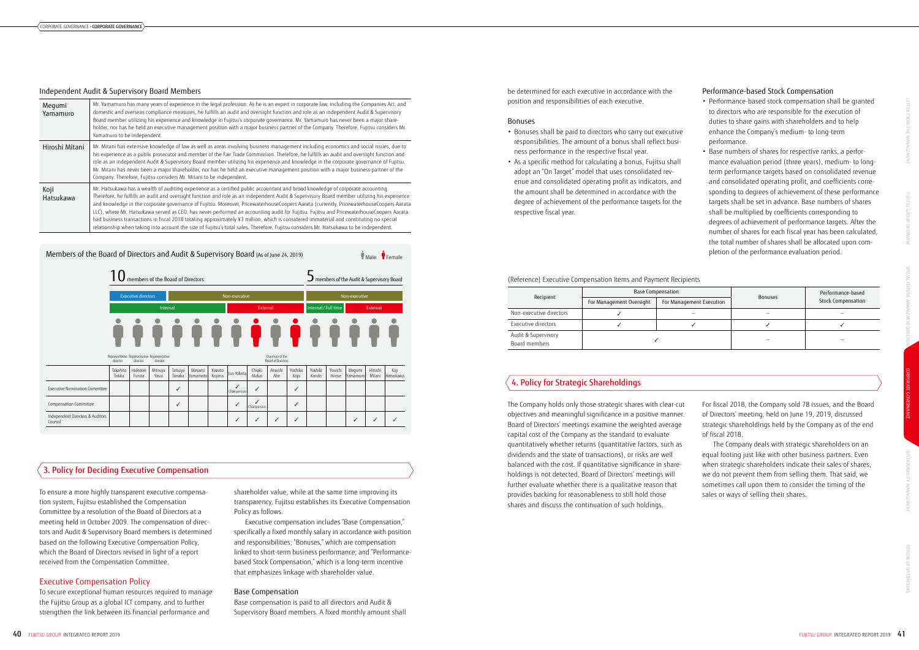### Independent Audit & Supervisory Board Members

| | |
|---|---|
| Megumi Yamamuro | Mr. Yamamuro has many years of experience in the legal profession. As he is an expert in corporate law, including the Companies Act, and domestic and overseas compliance measures, he fulfills an audit and oversight function and role as an independent Audit & Supervisory Board member utilizing his experience and knowledge in Fujitsu's corporate governance. Mr. Yamamuro has never been a major shareholder, nor has he held an executive management position with a major business partner of the Company. Therefore, Fujitsu considers Mr. Yamamuro to be independent. |
| Hiroshi Mitani | Mr. Mitani has extensive knowledge of law as well as areas involving business management including economics and social issues, due to his experience as a public prosecutor and member of the Fair Trade Commission. Therefore, he fulfills an audit and oversight function and role as an independent Audit & Supervisory Board member utilizing his experience and knowledge in the corporate governance of Fujitsu. Mr. Mitani has never been a major shareholder, nor has he held an executive management position with a major business partner of the Company. Therefore, Fujitsu considers Mr. Mitani to be independent. |
| Koji Hatsukawa | Mr. Hatsukawa has a wealth of auditing experience as a certified public accountant and broad knowledge of corporate accounting. Therefore, he fulfills an audit and oversight function and role as an independent Audit & Supervisory Board member utilizing his experience and knowledge in the corporate governance of Fujitsu. Moreover, PricewaterhouseCoopers Aarata (currently, PricewaterhouseCoopers Aarata LLC), where Mr. Hatsukawa served as CEO, has never performed an accounting audit for Fujitsu. Fujitsu and PricewaterhouseCoopers Aarata had business transactions in fiscal 2018 totaling approximately ¥3 million, which is considered immaterial and constituting no special relationship when taking into account the size of Fujitsu's total sales. Therefore, Fujitsu considers Mr. Hatsukawa to be independent. |

### Members of the Board of Directors and Audit & Supervisory Board (As of June 24, 2019)

10 members of the Board of Directors / 5 members of the Audit & Supervisory Board

| | Takahito Tokita | Hidenori Furuta | Mitsuya Yasui | Tatsuya Tanaka | Masami Yamamoto | Kazuto Kojima | Jun Yokota | Chiaki Mukai | Atsushi Abe | Yoshiko Kojo | Youichi Hirose | Yoshiki Kondo | Megumi Yamamuro | Hiroshi Mitani | Koji Hatsukawa |
|---|---|---|---|---|---|---|---|---|---|---|---|---|---|---|---|
| Board | Executive directors (Internal) | Executive directors (Internal) | Executive directors (Internal) | Non-executive (Internal) | Non-executive (Internal) | Non-executive (Internal) | Non-executive (External) | Non-executive (External) | Non-executive (External) | Non-executive (External) | Internal / Full time | Internal / Full time | Non-executive (External) | Non-executive (External) | Non-executive (External) |
| Role | Representative director | Representative director | Representative director | | | | | | Chairman of the Board of Directors | | | | | | |
| Gender | Male | Male | Male | Male | Male | Male | Male | Female | Male | Female | Male | Male | Male | Male | Male |
| Executive Nomination Committee | | | | ✓ | | | ✓ Chairperson | ✓ | | ✓ | | | | | |
| Compensation Committee | | | | ✓ | | | ✓ | ✓ Chairperson | | ✓ | | | | | |
| Independent Directors & Auditors Council | | | | | | | ✓ | ✓ | ✓ | ✓ | | | ✓ | ✓ | ✓ |

## 3. Policy for Deciding Executive Compensation

To ensure a more highly transparent executive compensation system, Fujitsu established the Compensation Committee by a resolution of the Board of Directors at a meeting held in October 2009. The compensation of directors and Audit & Supervisory Board members is determined based on the following Executive Compensation Policy, which the Board of Directors revised in light of a report received from the Compensation Committee.

### Executive Compensation Policy

To secure exceptional human resources required to manage the Fujitsu Group as a global ICT company, and to further strengthen the link between its financial performance and shareholder value, while at the same time improving its transparency, Fujitsu establishes its Executive Compensation Policy as follows.

Executive compensation includes "Base Compensation," specifically a fixed monthly salary in accordance with position and responsibilities; "Bonuses," which are compensation linked to short-term business performance; and "Performance-based Stock Compensation," which is a long-term incentive that emphasizes linkage with shareholder value.

### Base Compensation

Base compensation is paid to all directors and Audit & Supervisory Board members. A fixed monthly amount shall be determined for each executive in accordance with the position and responsibilities of each executive.

### Bonuses

- Bonuses shall be paid to directors who carry out executive responsibilities. The amount of a bonus shall reflect business performance in the respective fiscal year.
- As a specific method for calculating a bonus, Fujitsu shall adopt an "On Target" model that uses consolidated revenue and consolidated operating profit as indicators, and the amount shall be determined in accordance with the degree of achievement of the performance targets for the respective fiscal year.

### Performance-based Stock Compensation

- Performance-based stock compensation shall be granted to directors who are responsible for the execution of duties to share gains with shareholders and to help enhance the Company's medium- to long-term performance.
- Base numbers of shares for respective ranks, a performance evaluation period (three years), medium- to long-term performance targets based on consolidated revenue and consolidated operating profit, and coefficients corresponding to degrees of achievement of these performance targets shall be set in advance. Base numbers of shares shall be multiplied by coefficients corresponding to degrees of achievement of performance targets. After the number of shares for each fiscal year has been calculated, the total number of shares shall be allocated upon completion of the performance evaluation period.

(Reference) Executive Compensation Items and Payment Recipients

| Recipient | Base Compensation | | Bonuses | Performance-based Stock Compensation |
|---|---|---|---|---|
| | For Management Oversight | For Management Execution | | |
| Non-executive directors | ✓ | – | – | – |
| Executive directors | ✓ | ✓ | ✓ | ✓ |
| Audit & Supervisory Board members | ✓ | | – | – |

## 4. Policy for Strategic Shareholdings

The Company holds only those strategic shares with clear-cut objectives and meaningful significance in a positive manner. Board of Directors' meetings examine the weighted average capital cost of the Company as the standard to evaluate quantitatively whether returns (quantitative factors, such as dividends and the state of transactions), or risks are well balanced with the cost. If quantitative significance in shareholdings is not detected, Board of Directors' meetings will further evaluate whether there is a qualitative reason that provides backing for reasonableness to still hold those shares and discuss the continuation of such holdings.

For fiscal 2018, the Company sold 78 issues, and the Board of Directors' meeting, held on June 19, 2019, discussed strategic shareholdings held by the Company as of the end of fiscal 2018.

The Company deals with strategic shareholders on an equal footing just like with other business partners. Even when strategic shareholders indicate their sales of shares, we do not prevent them from selling them. That said, we sometimes call upon them to consider the timing of the sales or ways of selling their shares.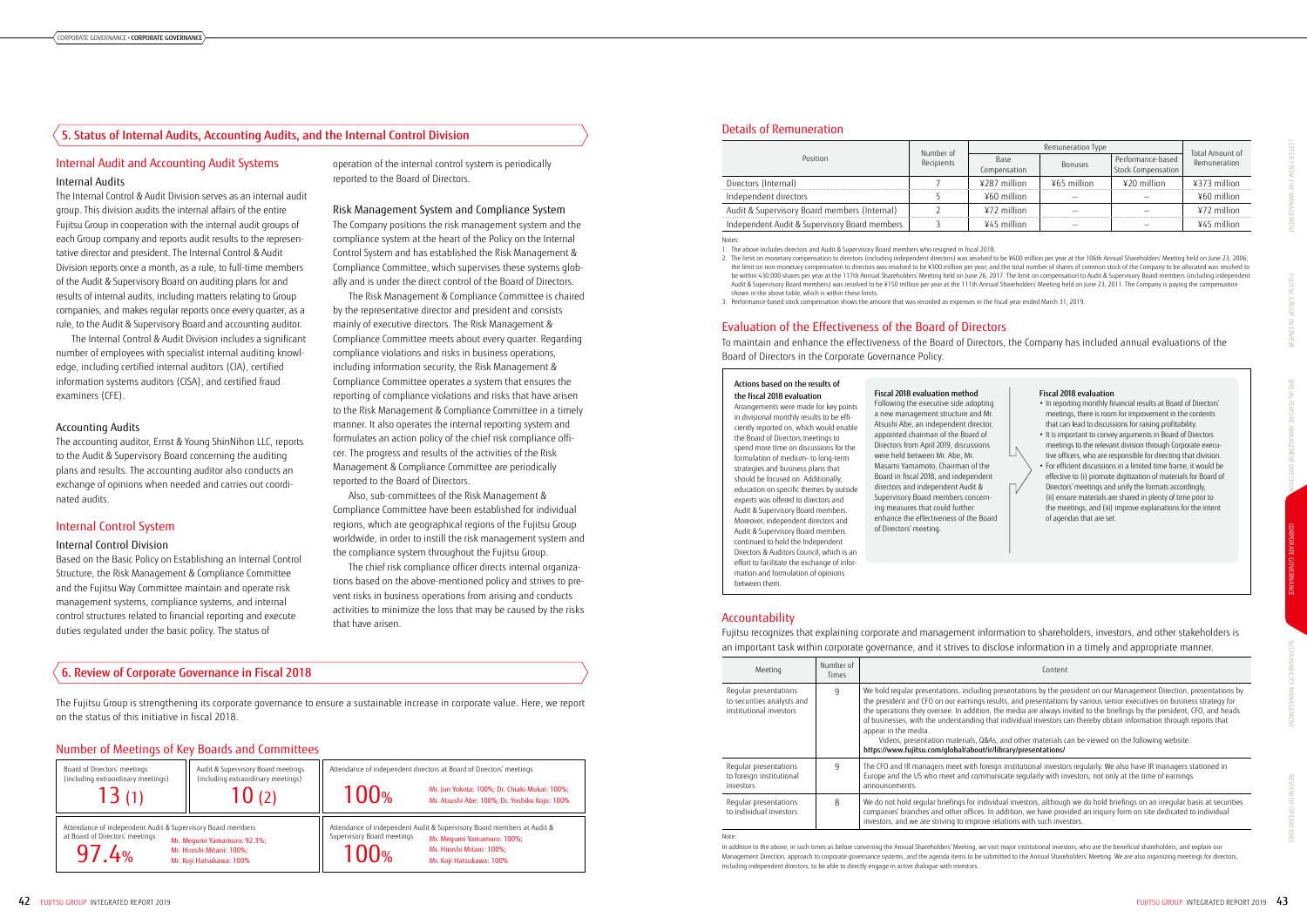## 5. Status of Internal Audits, Accounting Audits, and the Internal Control Division

### Internal Audit and Accounting Audit Systems

#### Internal Audits

The Internal Control & Audit Division serves as an internal audit group. This division audits the internal affairs of the entire Fujitsu Group in cooperation with the internal audit groups of each Group company and reports audit results to the representative director and president. The Internal Control & Audit Division reports once a month, as a rule, to full-time members of the Audit & Supervisory Board on auditing plans for and results of internal audits, including matters relating to Group companies, and makes regular reports once every quarter, as a rule, to the Audit & Supervisory Board and accounting auditor.

The Internal Control & Audit Division includes a significant number of employees with specialist internal auditing knowledge, including certified internal auditors (CIA), certified information systems auditors (CISA), and certified fraud examiners (CFE).

#### Accounting Audits

The accounting auditor, Ernst & Young ShinNihon LLC, reports to the Audit & Supervisory Board concerning the auditing plans and results. The accounting auditor also conducts an exchange of opinions when needed and carries out coordinated audits.

### Internal Control System

#### Internal Control Division

Based on the Basic Policy on Establishing an Internal Control Structure, the Risk Management & Compliance Committee and the Fujitsu Way Committee maintain and operate risk management systems, compliance systems, and internal control structures related to financial reporting and execute duties regulated under the basic policy. The status of operation of the internal control system is periodically reported to the Board of Directors.

#### Risk Management System and Compliance System

The Company positions the risk management system and the compliance system at the heart of the Policy on the Internal Control System and has established the Risk Management & Compliance Committee, which supervises these systems globally and is under the direct control of the Board of Directors.

The Risk Management & Compliance Committee is chaired by the representative director and president and consists mainly of executive directors. The Risk Management & Compliance Committee meets about every quarter. Regarding compliance violations and risks in business operations, including information security, the Risk Management & Compliance Committee operates a system that ensures the reporting of compliance violations and risks that have arisen to the Risk Management & Compliance Committee in a timely manner. It also operates the internal reporting system and formulates an action policy of the chief risk compliance officer. The progress and results of the activities of the Risk Management & Compliance Committee are periodically reported to the Board of Directors.

Also, sub-committees of the Risk Management & Compliance Committee have been established for individual regions, which are geographical regions of the Fujitsu Group worldwide, in order to instill the risk management system and the compliance system throughout the Fujitsu Group.

The chief risk compliance officer directs internal organizations based on the above-mentioned policy and strives to prevent risks in business operations from arising and conducts activities to minimize the loss that may be caused by the risks that have arisen.

## 6. Review of Corporate Governance in Fiscal 2018

The Fujitsu Group is strengthening its corporate governance to ensure a sustainable increase in corporate value. Here, we report on the status of this initiative in fiscal 2018.

### Number of Meetings of Key Boards and Committees

Board of Directors' meetings (including extraordinary meetings)
13 (1)

Audit & Supervisory Board meetings (including extraordinary meetings)
10 (2)

Attendance of independent directors at Board of Directors' meetings
100%
Mr. Jun Yokota: 100%; Dr. Chiaki Mukai: 100%; Mr. Atsushi Abe: 100%; Dr. Yoshiko Kojo: 100%

Attendance of independent Audit & Supervisory Board members at Board of Directors' meetings
97.4%
Mr. Megumi Yamamuro: 92.3%; Mr. Hiroshi Mitani: 100%; Mr. Koji Hatsukawa: 100%

Attendance of independent Audit & Supervisory Board members at Audit & Supervisory Board meetings
100%
Mr. Megumi Yamamuro: 100%; Mr. Hiroshi Mitani: 100%; Mr. Koji Hatsukawa: 100%

### Details of Remuneration

| Position | Number of Recipients | Remuneration Type | | | Total Amount of Remuneration |
|---|---|---|---|---|---|
| | | Base Compensation | Bonuses | Performance-based Stock Compensation | |
| Directors (Internal) | 7 | ¥287 million | ¥65 million | ¥20 million | ¥373 million |
| Independent directors | 5 | ¥60 million | – | – | ¥60 million |
| Audit & Supervisory Board members (Internal) | 2 | ¥72 million | – | – | ¥72 million |
| Independent Audit & Supervisory Board members | 3 | ¥45 million | – | – | ¥45 million |

Notes:
1. The above includes directors and Audit & Supervisory Board members who resigned in fiscal 2018.
2. The limit on monetary compensation to directors (including independent directors) was resolved to be ¥600 million per year at the 106th Annual Shareholders' Meeting held on June 23, 2006; the limit on non-monetary compensation to directors was resolved to be ¥300 million per year; and the total number of shares of common stock of the Company to be allocated was resolved to be within 430,000 shares per year at the 117th Annual Shareholders' Meeting held on June 26, 2017. The limit on compensation to Audit & Supervisory Board members (including independent Audit & Supervisory Board members) was resolved to be ¥150 million per year at the 111th Annual Shareholders' Meeting held on June 23, 2011. The Company is paying the compensation shown in the above table, which is within these limits.
3. Performance-based stock compensation shows the amount that was recorded as expenses in the fiscal year ended March 31, 2019.

### Evaluation of the Effectiveness of the Board of Directors

To maintain and enhance the effectiveness of the Board of Directors, the Company has included annual evaluations of the Board of Directors in the Corporate Governance Policy.

**Fiscal 2018 evaluation method**

Following the executive side adopting a new management structure and Mr. Atsushi Abe, an independent director, appointed chairman of the Board of Directors from April 2019, discussions were held between Mr. Abe, Mr. Masami Yamamoto, Chairman of the Board in fiscal 2018, and independent directors and independent Audit & Supervisory Board members concerning measures that could further enhance the effectiveness of the Board of Directors' meeting.

**Fiscal 2018 evaluation**

- In reporting monthly financial results at Board of Directors' meetings, there is room for improvement in the contents that can lead to discussions for raising profitability.
- It is important to convey arguments in Board of Directors meetings to the relevant division through Corporate executive officers, who are responsible for directing that division.
- For efficient discussions in a limited time frame, it would be effective to (i) promote digitization of materials for Board of Directors' meetings and unify the formats accordingly, (ii) ensure materials are shared in plenty of time prior to the meetings, and (iii) improve explanations for the intent of agendas that are set.

**Actions based on the results of the fiscal 2018 evaluation**

Arrangements were made for key points in divisional monthly results to be efficiently reported on, which would enable the Board of Directors meetings to spend more time on discussions for the formulation of medium- to long-term strategies and business plans that should be focused on. Additionally, education on specific themes by outside experts was offered to directors and Audit & Supervisory Board members. Moreover, independent directors and Audit & Supervisory Board members continued to hold the Independent Directors & Auditors Council, which is an effort to facilitate the exchange of information and formulation of opinions between them.

### Accountability

Fujitsu recognizes that explaining corporate and management information to shareholders, investors, and other stakeholders is an important task within corporate governance, and it strives to disclose information in a timely and appropriate manner.

| Meeting | Number of Times | Content |
|---|---|---|
| Regular presentations to securities analysts and institutional investors | 9 | We hold regular presentations, including presentations by the president on our Management Direction, presentations by the president and CFO on our earnings results, and presentations by various senior executives on business strategy for the operations they oversee. In addition, the media are always invited to the briefings by the president, CFO, and heads of businesses, with the understanding that individual investors can thereby obtain information through reports that appear in the media. Videos, presentation materials, Q&As, and other materials can be viewed on the following website: **https://www.fujitsu.com/global/about/ir/library/presentations/** |
| Regular presentations to foreign institutional investors | 9 | The CFO and IR managers meet with foreign institutional investors regularly. We also have IR managers stationed in Europe and the US who meet and communicate regularly with investors, not only at the time of earnings announcements. |
| Regular presentations to individual investors | 8 | We do not hold regular briefings for individual investors, although we do hold briefings on an irregular basis at securities companies' branches and other offices. In addition, we have provided an inquiry form on site dedicated to individual investors, and we are striving to improve relations with such investors. |

Note:
In addition to the above, in such times as before convening the Annual Shareholders' Meeting, we visit major institutional investors, who are the beneficial shareholders, and explain our Management Direction, approach to corporate governance systems, and the agenda items to be submitted to the Annual Shareholders' Meeting. We are also organizing meetings for directors, including independent directors, to be able to directly engage in active dialogue with investors.